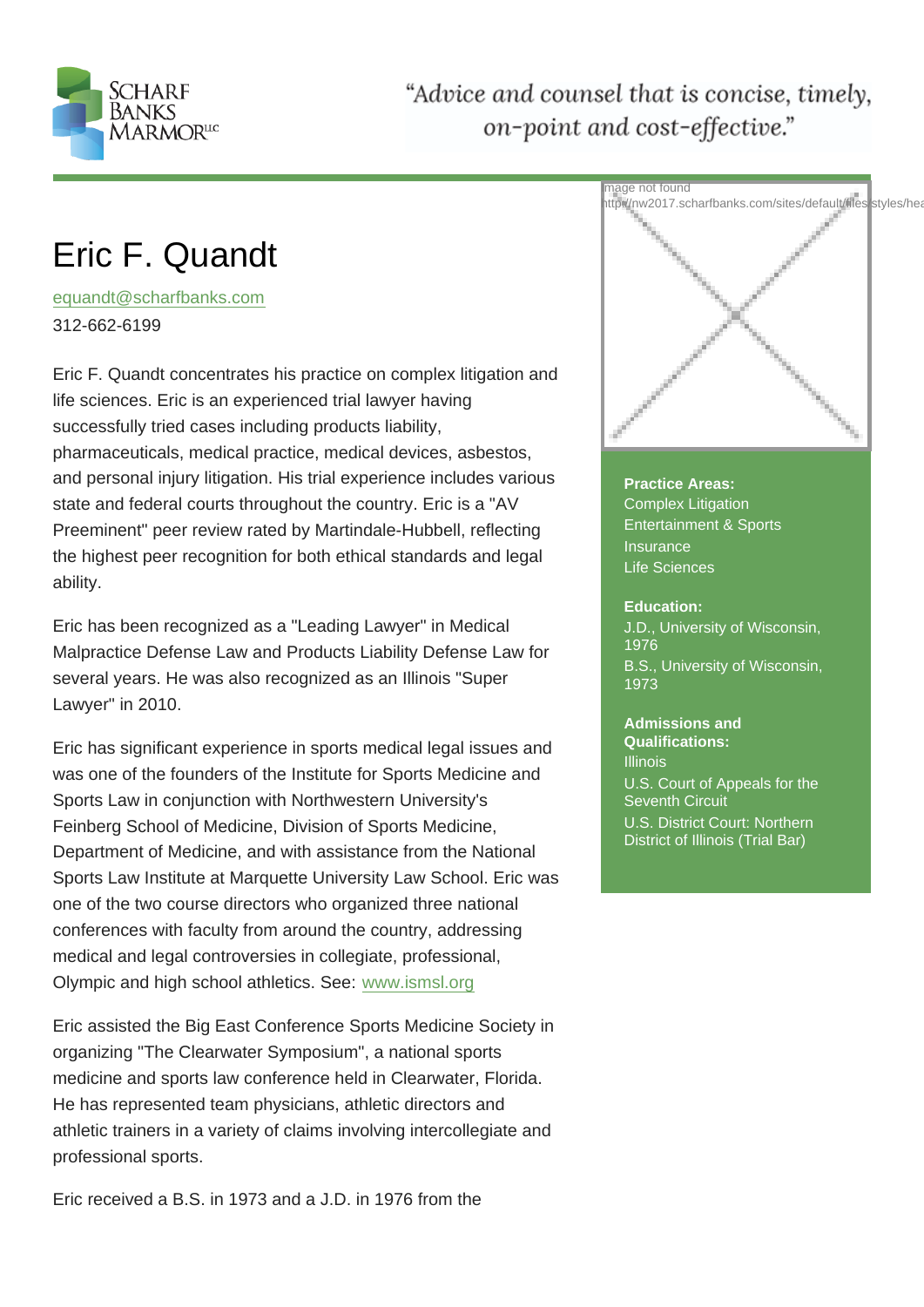SCHARF BANKS MARMOR LLC

"Advice and counsel that is concise, timely, on-point and cost-effective."

# Eric F. Quandt

equandt@scharfbanks.com
312-662-6199

Eric F. Quandt concentrates his practice on complex litigation and life sciences. Eric is an experienced trial lawyer having successfully tried cases including products liability, pharmaceuticals, medical practice, medical devices, asbestos, and personal injury litigation. His trial experience includes various state and federal courts throughout the country. Eric is a "AV Preeminent" peer review rated by Martindale-Hubbell, reflecting the highest peer recognition for both ethical standards and legal ability.

Eric has been recognized as a "Leading Lawyer" in Medical Malpractice Defense Law and Products Liability Defense Law for several years. He was also recognized as an Illinois "Super Lawyer" in 2010.

Eric has significant experience in sports medical legal issues and was one of the founders of the Institute for Sports Medicine and Sports Law in conjunction with Northwestern University's Feinberg School of Medicine, Division of Sports Medicine, Department of Medicine, and with assistance from the National Sports Law Institute at Marquette University Law School. Eric was one of the two course directors who organized three national conferences with faculty from around the country, addressing medical and legal controversies in collegiate, professional, Olympic and high school athletics. See: www.ismsl.org

Eric assisted the Big East Conference Sports Medicine Society in organizing "The Clearwater Symposium", a national sports medicine and sports law conference held in Clearwater, Florida. He has represented team physicians, athletic directors and athletic trainers in a variety of claims involving intercollegiate and professional sports.

Eric received a B.S. in 1973 and a J.D. in 1976 from the

**Practice Areas:**
Complex Litigation
Entertainment & Sports
Insurance
Life Sciences

**Education:**
J.D., University of Wisconsin, 1976
B.S., University of Wisconsin, 1973

**Admissions and Qualifications:**
Illinois
U.S. Court of Appeals for the Seventh Circuit
U.S. District Court: Northern District of Illinois (Trial Bar)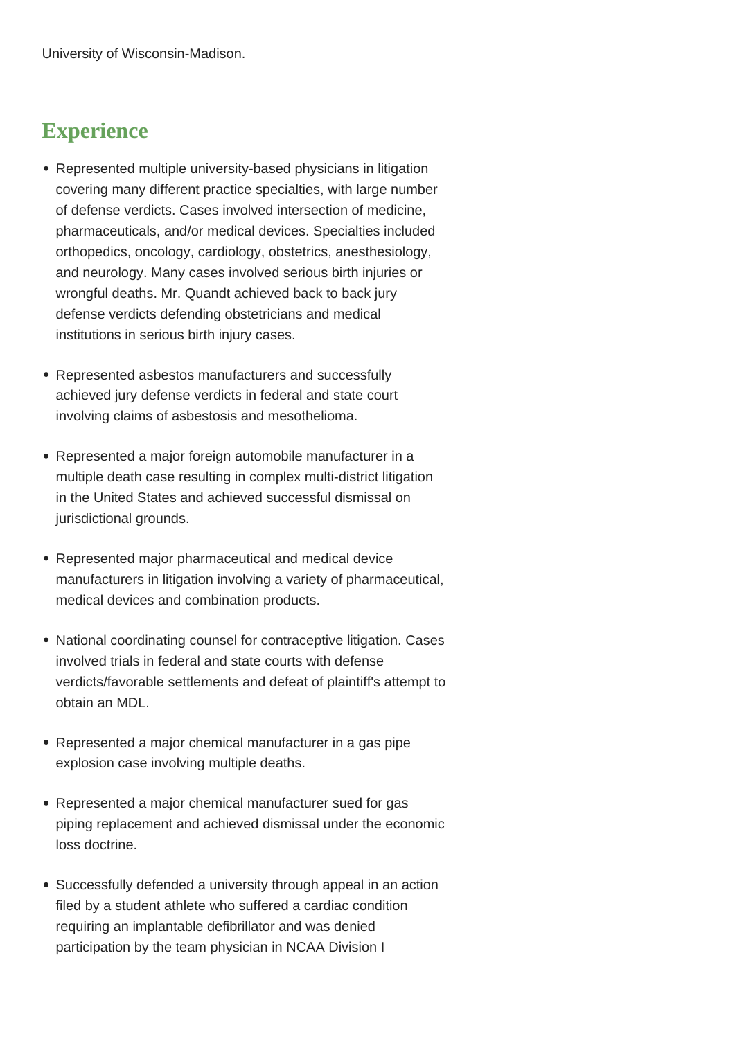University of Wisconsin-Madison.

## Experience

- Represented multiple university-based physicians in litigation covering many different practice specialties, with large number of defense verdicts. Cases involved intersection of medicine, pharmaceuticals, and/or medical devices. Specialties included orthopedics, oncology, cardiology, obstetrics, anesthesiology, and neurology. Many cases involved serious birth injuries or wrongful deaths. Mr. Quandt achieved back to back jury defense verdicts defending obstetricians and medical institutions in serious birth injury cases.
- Represented asbestos manufacturers and successfully achieved jury defense verdicts in federal and state court involving claims of asbestosis and mesothelioma.
- Represented a major foreign automobile manufacturer in a multiple death case resulting in complex multi-district litigation in the United States and achieved successful dismissal on jurisdictional grounds.
- Represented major pharmaceutical and medical device manufacturers in litigation involving a variety of pharmaceutical, medical devices and combination products.
- National coordinating counsel for contraceptive litigation. Cases involved trials in federal and state courts with defense verdicts/favorable settlements and defeat of plaintiff's attempt to obtain an MDL.
- Represented a major chemical manufacturer in a gas pipe explosion case involving multiple deaths.
- Represented a major chemical manufacturer sued for gas piping replacement and achieved dismissal under the economic loss doctrine.
- Successfully defended a university through appeal in an action filed by a student athlete who suffered a cardiac condition requiring an implantable defibrillator and was denied participation by the team physician in NCAA Division I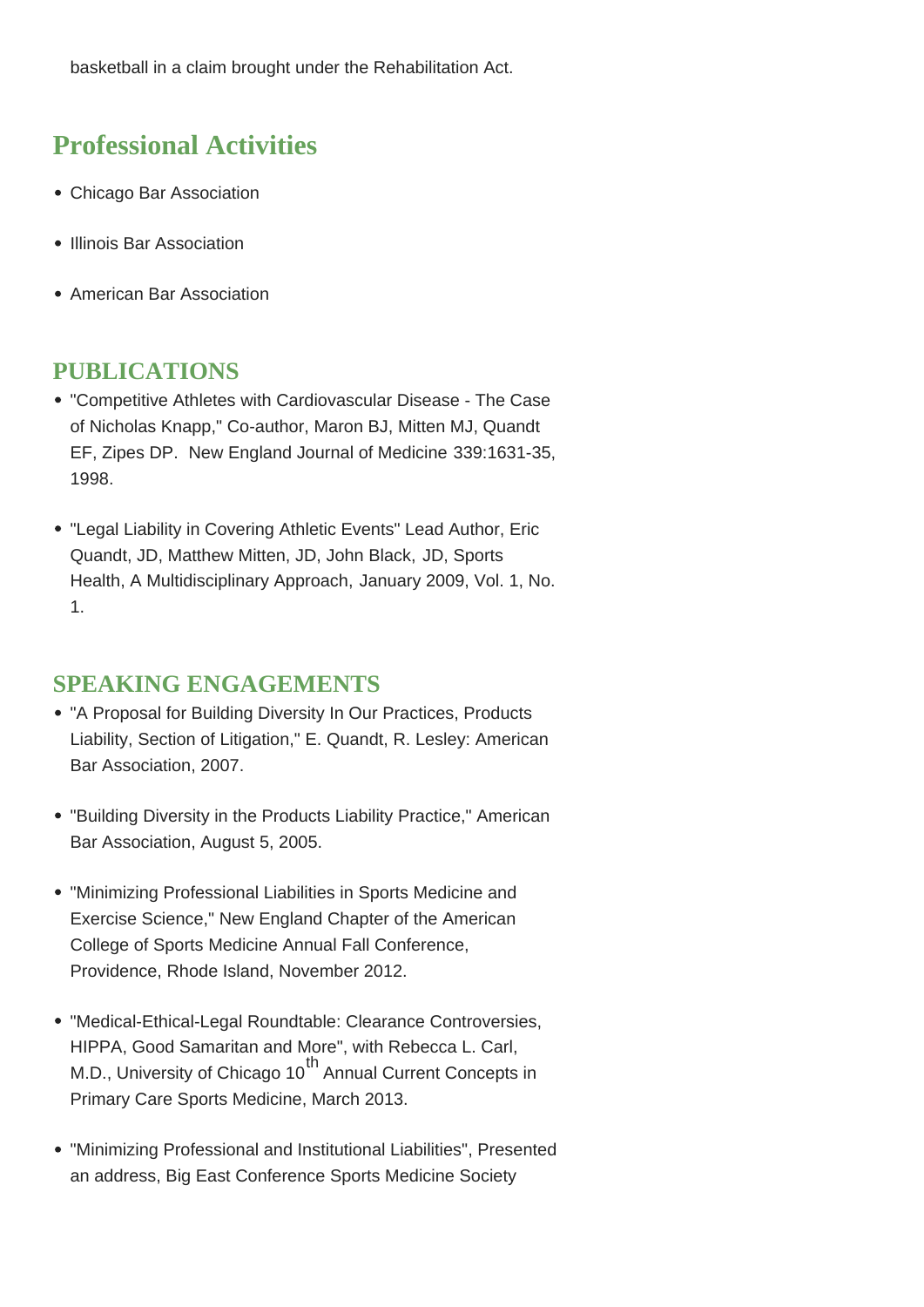basketball in a claim brought under the Rehabilitation Act.

## Professional Activities

- Chicago Bar Association
- Illinois Bar Association
- American Bar Association

## PUBLICATIONS

- "Competitive Athletes with Cardiovascular Disease - The Case of Nicholas Knapp," Co-author, Maron BJ, Mitten MJ, Quandt EF, Zipes DP. New England Journal of Medicine 339:1631-35, 1998.
- "Legal Liability in Covering Athletic Events" Lead Author, Eric Quandt, JD, Matthew Mitten, JD, John Black, JD, Sports Health, A Multidisciplinary Approach, January 2009, Vol. 1, No. 1.

## SPEAKING ENGAGEMENTS

- "A Proposal for Building Diversity In Our Practices, Products Liability, Section of Litigation," E. Quandt, R. Lesley: American Bar Association, 2007.
- "Building Diversity in the Products Liability Practice," American Bar Association, August 5, 2005.
- "Minimizing Professional Liabilities in Sports Medicine and Exercise Science," New England Chapter of the American College of Sports Medicine Annual Fall Conference, Providence, Rhode Island, November 2012.
- "Medical-Ethical-Legal Roundtable: Clearance Controversies, HIPPA, Good Samaritan and More", with Rebecca L. Carl, M.D., University of Chicago 10th Annual Current Concepts in Primary Care Sports Medicine, March 2013.
- "Minimizing Professional and Institutional Liabilities", Presented an address, Big East Conference Sports Medicine Society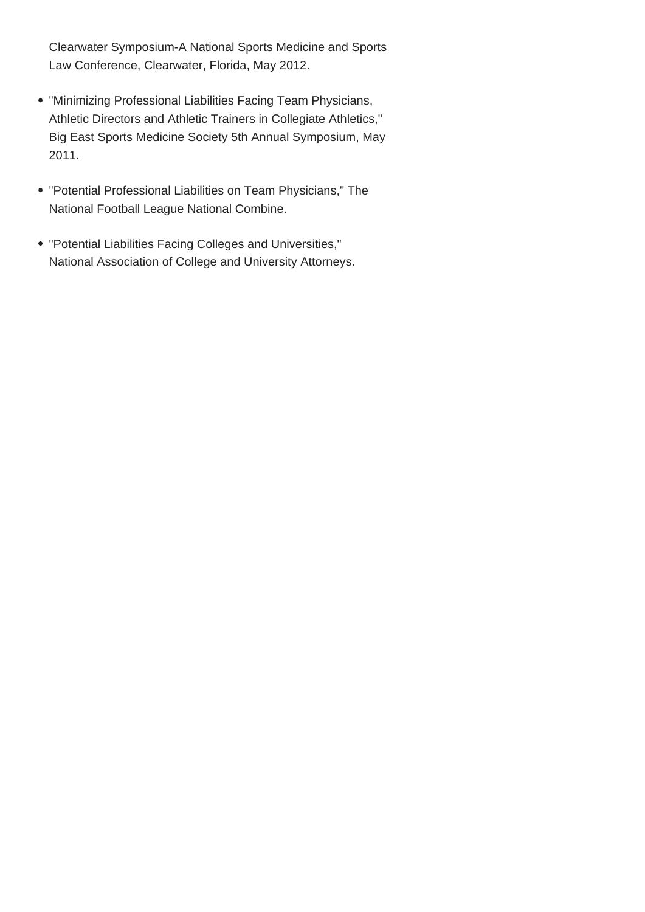Clearwater Symposium-A National Sports Medicine and Sports Law Conference, Clearwater, Florida, May 2012.

- "Minimizing Professional Liabilities Facing Team Physicians, Athletic Directors and Athletic Trainers in Collegiate Athletics," Big East Sports Medicine Society 5th Annual Symposium, May 2011.
- "Potential Professional Liabilities on Team Physicians," The National Football League National Combine.
- "Potential Liabilities Facing Colleges and Universities," National Association of College and University Attorneys.